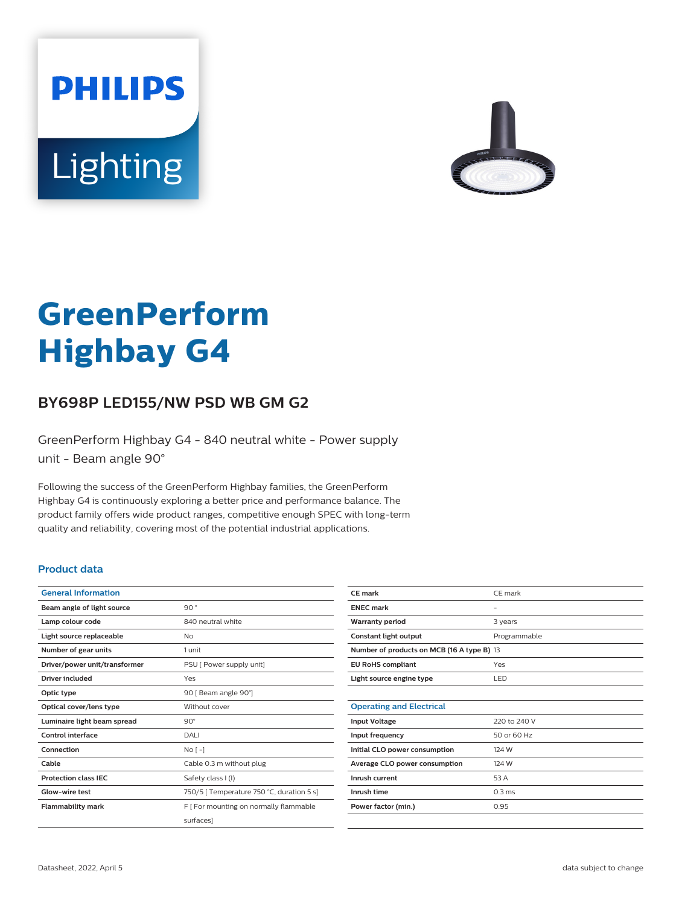# GreenPerform Highbay G4

## BY698P LED155/NW PSD WB GM G2

GreenPerform Highbay G4 - 840 neutral white - Power supply unit - Beam angle 90°

Following the success of the GreenPerform Highbay families, the GreenPerform Highbay G4 is continuously exploring a better price and performance balance. The product family offers wide product ranges, competitive enough SPEC with long-term quality and reliability, covering most of the potential industrial applications.

### Product data

| General Information | |
|---|---|
| Beam angle of light source | 90 ° |
| Lamp colour code | 840 neutral white |
| Light source replaceable | No |
| Number of gear units | 1 unit |
| Driver/power unit/transformer | PSU [ Power supply unit] |
| Driver included | Yes |
| Optic type | 90 [ Beam angle 90°] |
| Optical cover/lens type | Without cover |
| Luminaire light beam spread | 90° |
| Control interface | DALI |
| Connection | No [ -] |
| Cable | Cable 0.3 m without plug |
| Protection class IEC | Safety class I (I) |
| Glow-wire test | 750/5 [ Temperature 750 °C, duration 5 s] |
| Flammability mark | F [ For mounting on normally flammable surfaces] |
| CE mark | CE mark |
| ENEC mark | - |
| Warranty period | 3 years |
| Constant light output | Programmable |
| Number of products on MCB (16 A type B) | 13 |
| EU RoHS compliant | Yes |
| Light source engine type | LED |

| Operating and Electrical | |
|---|---|
| Input Voltage | 220 to 240 V |
| Input frequency | 50 or 60 Hz |
| Initial CLO power consumption | 124 W |
| Average CLO power consumption | 124 W |
| Inrush current | 53 A |
| Inrush time | 0.3 ms |
| Power factor (min.) | 0.95 |

Datasheet, 2022, April 5 — data subject to change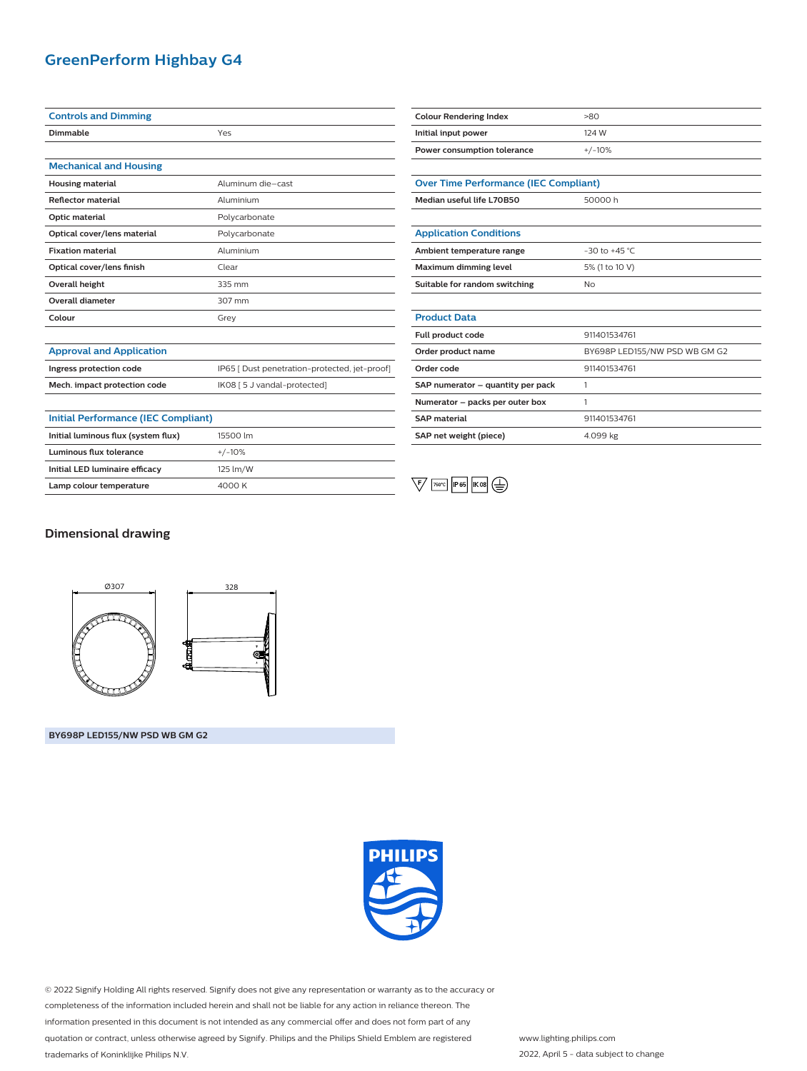# GreenPerform Highbay G4

| Controls and Dimming | |
|---|---|
| Dimmable | Yes |

| Mechanical and Housing | |
|---|---|
| Housing material | Aluminum die-cast |
| Reflector material | Aluminium |
| Optic material | Polycarbonate |
| Optical cover/lens material | Polycarbonate |
| Fixation material | Aluminium |
| Optical cover/lens finish | Clear |
| Overall height | 335 mm |
| Overall diameter | 307 mm |
| Colour | Grey |

| Approval and Application | |
|---|---|
| Ingress protection code | IP65 [ Dust penetration-protected, jet-proof] |
| Mech. impact protection code | IK08 [ 5 J vandal-protected] |

| Initial Performance (IEC Compliant) | |
|---|---|
| Initial luminous flux (system flux) | 15500 lm |
| Luminous flux tolerance | +/-10% |
| Initial LED luminaire efficacy | 125 lm/W |
| Lamp colour temperature | 4000 K |
| Colour Rendering Index | >80 |
| Initial input power | 124 W |
| Power consumption tolerance | +/-10% |

| Over Time Performance (IEC Compliant) | |
|---|---|
| Median useful life L70B50 | 50000 h |

| Application Conditions | |
|---|---|
| Ambient temperature range | -30 to +45 °C |
| Maximum dimming level | 5% (1 to 10 V) |
| Suitable for random switching | No |

| Product Data | |
|---|---|
| Full product code | 911401534761 |
| Order product name | BY698P LED155/NW PSD WB GM G2 |
| Order code | 911401534761 |
| SAP numerator – quantity per pack | 1 |
| Numerator – packs per outer box | 1 |
| SAP material | 911401534761 |
| SAP net weight (piece) | 4.099 kg |

F 750°C IP65 IK08

## Dimensional drawing

Ø307

328

BY698P LED155/NW PSD WB GM G2

© 2022 Signify Holding All rights reserved. Signify does not give any representation or warranty as to the accuracy or completeness of the information included herein and shall not be liable for any action in reliance thereon. The information presented in this document is not intended as any commercial offer and does not form part of any quotation or contract, unless otherwise agreed by Signify. Philips and the Philips Shield Emblem are registered trademarks of Koninklijke Philips N.V.

www.lighting.philips.com

2022, April 5 - data subject to change